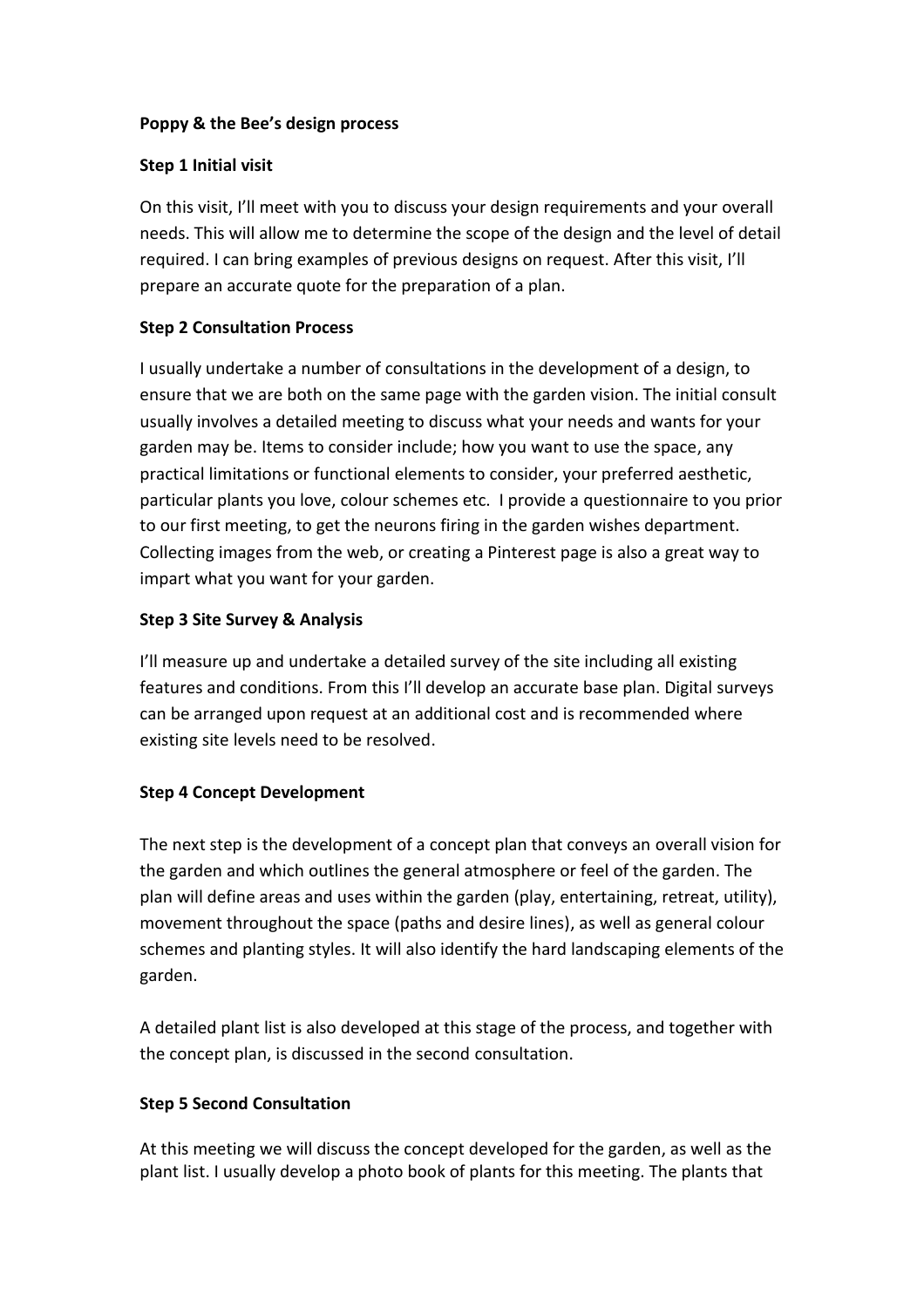**Poppy & the Bee's design process**

**Step 1 Initial visit**

On this visit, I'll meet with you to discuss your design requirements and your overall needs. This will allow me to determine the scope of the design and the level of detail required. I can bring examples of previous designs on request. After this visit, I'll prepare an accurate quote for the preparation of a plan.

**Step 2 Consultation Process**

I usually undertake a number of consultations in the development of a design, to ensure that we are both on the same page with the garden vision. The initial consult usually involves a detailed meeting to discuss what your needs and wants for your garden may be. Items to consider include; how you want to use the space, any practical limitations or functional elements to consider, your preferred aesthetic, particular plants you love, colour schemes etc. I provide a questionnaire to you prior to our first meeting, to get the neurons firing in the garden wishes department. Collecting images from the web, or creating a Pinterest page is also a great way to impart what you want for your garden.

**Step 3 Site Survey & Analysis**

I'll measure up and undertake a detailed survey of the site including all existing features and conditions. From this I'll develop an accurate base plan. Digital surveys can be arranged upon request at an additional cost and is recommended where existing site levels need to be resolved.

**Step 4 Concept Development**

The next step is the development of a concept plan that conveys an overall vision for the garden and which outlines the general atmosphere or feel of the garden. The plan will define areas and uses within the garden (play, entertaining, retreat, utility), movement throughout the space (paths and desire lines), as well as general colour schemes and planting styles. It will also identify the hard landscaping elements of the garden.

A detailed plant list is also developed at this stage of the process, and together with the concept plan, is discussed in the second consultation.

**Step 5 Second Consultation**

At this meeting we will discuss the concept developed for the garden, as well as the plant list. I usually develop a photo book of plants for this meeting. The plants that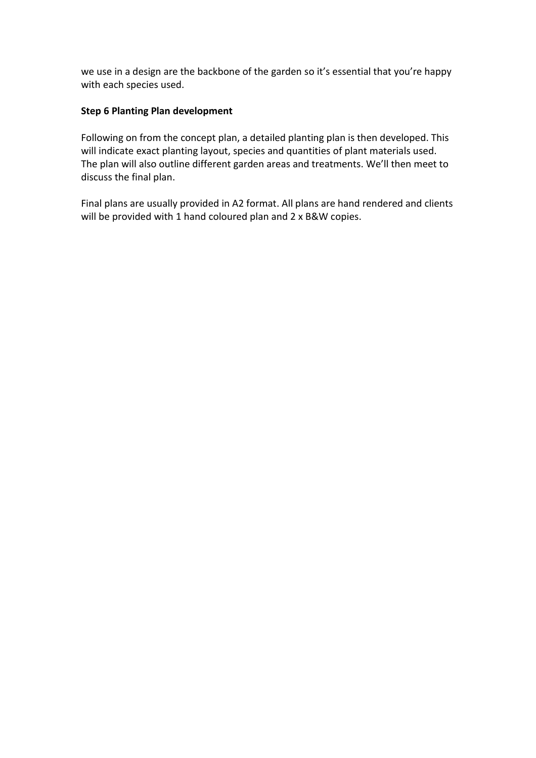we use in a design are the backbone of the garden so it's essential that you're happy with each species used.

**Step 6 Planting Plan development**

Following on from the concept plan, a detailed planting plan is then developed. This will indicate exact planting layout, species and quantities of plant materials used. The plan will also outline different garden areas and treatments. We'll then meet to discuss the final plan.

Final plans are usually provided in A2 format. All plans are hand rendered and clients will be provided with 1 hand coloured plan and 2 x B&W copies.